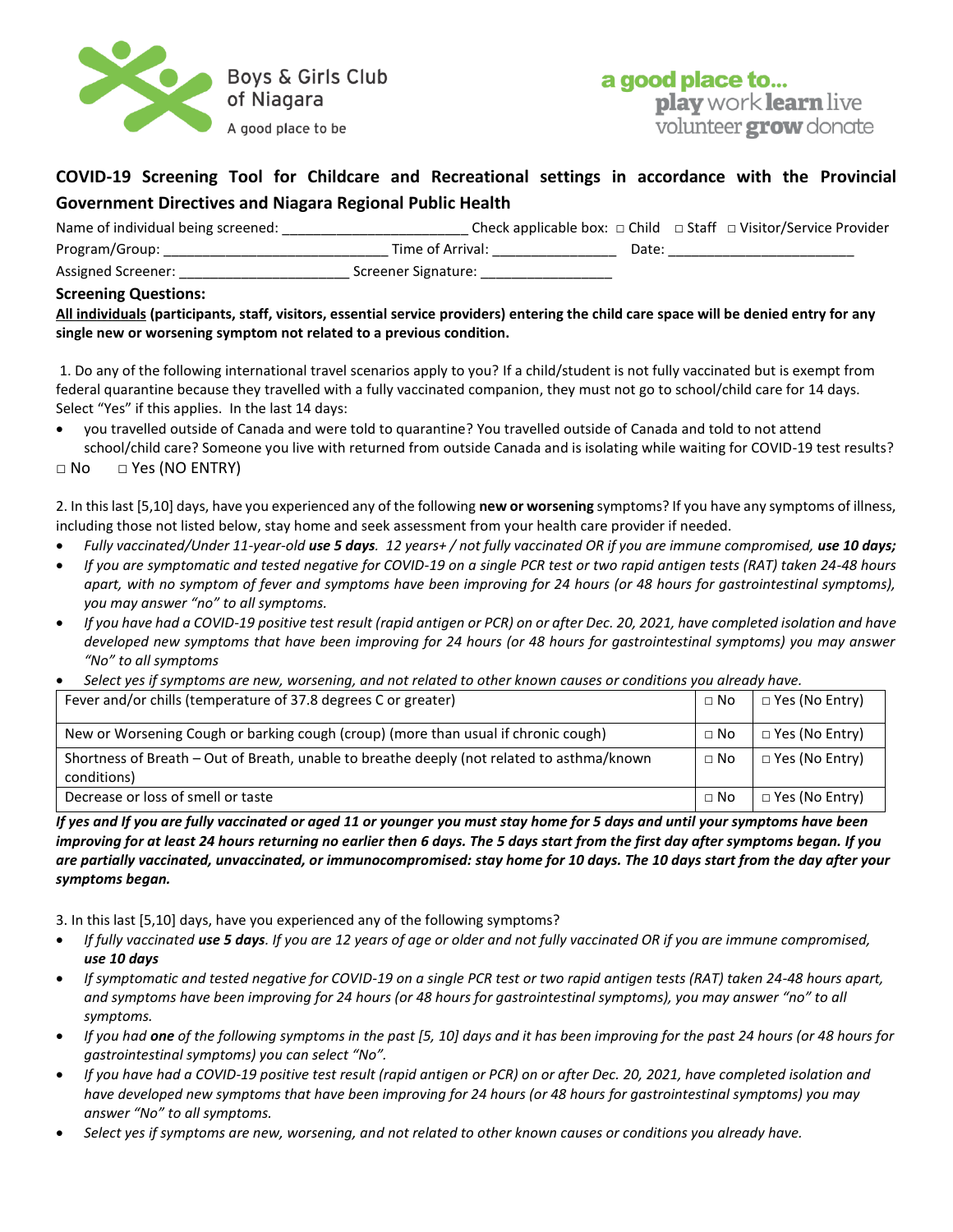Boys & Girls Club of Niagara

A good place to be

a good place to... play work learn live volunteer grow donate

## COVID-19 Screening Tool for Childcare and Recreational settings in accordance with the Provincial Government Directives and Niagara Regional Public Health

Name of individual being screened: ________________________ Check applicable box: □ Child □ Staff □ Visitor/Service Provider

Program/Group: ______________________________ Time of Arrival: ________________ Date: _________________________

Assigned Screener: ______________________ Screener Signature: _________________

### Screening Questions:

**All individuals (participants, staff, visitors, essential service providers) entering the child care space will be denied entry for any single new or worsening symptom not related to a previous condition.**

1. Do any of the following international travel scenarios apply to you? If a child/student is not fully vaccinated but is exempt from federal quarantine because they travelled with a fully vaccinated companion, they must not go to school/child care for 14 days. Select "Yes" if this applies. In the last 14 days:

- you travelled outside of Canada and were told to quarantine? You travelled outside of Canada and told to not attend school/child care? Someone you live with returned from outside Canada and is isolating while waiting for COVID-19 test results?

□ No □ Yes (NO ENTRY)

2. In this last [5,10] days, have you experienced any of the following **new or worsening** symptoms? If you have any symptoms of illness, including those not listed below, stay home and seek assessment from your health care provider if needed.

- *Fully vaccinated/Under 11-year-old* ***use 5 days****. 12 years+ / not fully vaccinated OR if you are immune compromised,* ***use 10 days;***
- *If you are symptomatic and tested negative for COVID-19 on a single PCR test or two rapid antigen tests (RAT) taken 24-48 hours apart, with no symptom of fever and symptoms have been improving for 24 hours (or 48 hours for gastrointestinal symptoms), you may answer "no" to all symptoms.*
- *If you have had a COVID-19 positive test result (rapid antigen or PCR) on or after Dec. 20, 2021, have completed isolation and have developed new symptoms that have been improving for 24 hours (or 48 hours for gastrointestinal symptoms) you may answer "No" to all symptoms*
- *Select yes if symptoms are new, worsening, and not related to other known causes or conditions you already have.*

| Symptom | No | Yes |
|---|---|---|
| Fever and/or chills (temperature of 37.8 degrees C or greater) | □ No | □ Yes (No Entry) |
| New or Worsening Cough or barking cough (croup) (more than usual if chronic cough) | □ No | □ Yes (No Entry) |
| Shortness of Breath – Out of Breath, unable to breathe deeply (not related to asthma/known conditions) | □ No | □ Yes (No Entry) |
| Decrease or loss of smell or taste | □ No | □ Yes (No Entry) |

***If yes and If you are fully vaccinated or aged 11 or younger you must stay home for 5 days and until your symptoms have been improving for at least 24 hours returning no earlier then 6 days. The 5 days start from the first day after symptoms began. If you are partially vaccinated, unvaccinated, or immunocompromised: stay home for 10 days. The 10 days start from the day after your symptoms began.***

3. In this last [5,10] days, have you experienced any of the following symptoms?

- *If fully vaccinated* ***use 5 days****. If you are 12 years of age or older and not fully vaccinated OR if you are immune compromised,* ***use 10 days***
- *If symptomatic and tested negative for COVID-19 on a single PCR test or two rapid antigen tests (RAT) taken 24-48 hours apart, and symptoms have been improving for 24 hours (or 48 hours for gastrointestinal symptoms), you may answer "no" to all symptoms.*
- *If you had* ***one*** *of the following symptoms in the past [5, 10] days and it has been improving for the past 24 hours (or 48 hours for gastrointestinal symptoms) you can select "No".*
- *If you have had a COVID-19 positive test result (rapid antigen or PCR) on or after Dec. 20, 2021, have completed isolation and have developed new symptoms that have been improving for 24 hours (or 48 hours for gastrointestinal symptoms) you may answer "No" to all symptoms.*
- *Select yes if symptoms are new, worsening, and not related to other known causes or conditions you already have.*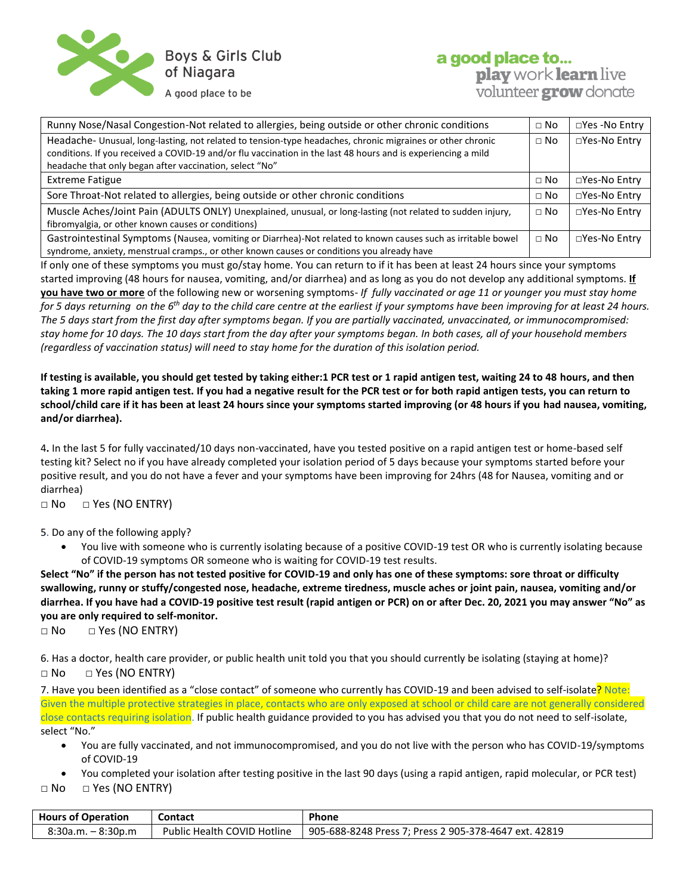Boys & Girls Club of Niagara

A good place to be

a good place to... play work learn live volunteer grow donate

| | | |
|---|---|---|
| Runny Nose/Nasal Congestion-Not related to allergies, being outside or other chronic conditions | □ No | □Yes -No Entry |
| Headache- Unusual, long-lasting, not related to tension-type headaches, chronic migraines or other chronic conditions. If you received a COVID-19 and/or flu vaccination in the last 48 hours and is experiencing a mild headache that only began after vaccination, select "No" | □ No | □Yes-No Entry |
| Extreme Fatigue | □ No | □Yes-No Entry |
| Sore Throat-Not related to allergies, being outside or other chronic conditions | □ No | □Yes-No Entry |
| Muscle Aches/Joint Pain (ADULTS ONLY) Unexplained, unusual, or long-lasting (not related to sudden injury, fibromyalgia, or other known causes or conditions) | □ No | □Yes-No Entry |
| Gastrointestinal Symptoms (Nausea, vomiting or Diarrhea)-Not related to known causes such as irritable bowel syndrome, anxiety, menstrual cramps., or other known causes or conditions you already have | □ No | □Yes-No Entry |

If only one of these symptoms you must go/stay home. You can return to if it has been at least 24 hours since your symptoms started improving (48 hours for nausea, vomiting, and/or diarrhea) and as long as you do not develop any additional symptoms. **If you have two or more** of the following new or worsening symptoms- *If fully vaccinated or age 11 or younger you must stay home for 5 days returning on the 6th day to the child care centre at the earliest if your symptoms have been improving for at least 24 hours. The 5 days start from the first day after symptoms began. If you are partially vaccinated, unvaccinated, or immunocompromised: stay home for 10 days. The 10 days start from the day after your symptoms began. In both cases, all of your household members (regardless of vaccination status) will need to stay home for the duration of this isolation period.*

**If testing is available, you should get tested by taking either:1 PCR test or 1 rapid antigen test, waiting 24 to 48 hours, and then taking 1 more rapid antigen test. If you had a negative result for the PCR test or for both rapid antigen tests, you can return to school/child care if it has been at least 24 hours since your symptoms started improving (or 48 hours if you had nausea, vomiting, and/or diarrhea).**

4. In the last 5 for fully vaccinated/10 days non-vaccinated, have you tested positive on a rapid antigen test or home-based self testing kit? Select no if you have already completed your isolation period of 5 days because your symptoms started before your positive result, and you do not have a fever and your symptoms have been improving for 24hrs (48 for Nausea, vomiting and or diarrhea)

□ No □ Yes (NO ENTRY)

5. Do any of the following apply?

- You live with someone who is currently isolating because of a positive COVID-19 test OR who is currently isolating because of COVID-19 symptoms OR someone who is waiting for COVID-19 test results.

**Select "No" if the person has not tested positive for COVID-19 and only has one of these symptoms: sore throat or difficulty swallowing, runny or stuffy/congested nose, headache, extreme tiredness, muscle aches or joint pain, nausea, vomiting and/or diarrhea. If you have had a COVID-19 positive test result (rapid antigen or PCR) on or after Dec. 20, 2021 you may answer "No" as you are only required to self-monitor.**

□ No □ Yes (NO ENTRY)

6. Has a doctor, health care provider, or public health unit told you that you should currently be isolating (staying at home)?

□ No □ Yes (NO ENTRY)

7. Have you been identified as a "close contact" of someone who currently has COVID-19 and been advised to self-isolate? Note: Given the multiple protective strategies in place, contacts who are only exposed at school or child care are not generally considered close contacts requiring isolation. If public health guidance provided to you has advised you that you do not need to self-isolate, select "No."

- You are fully vaccinated, and not immunocompromised, and you do not live with the person who has COVID-19/symptoms of COVID-19
- You completed your isolation after testing positive in the last 90 days (using a rapid antigen, rapid molecular, or PCR test)

□ No □ Yes (NO ENTRY)

| Hours of Operation | Contact | Phone |
|---|---|---|
| 8:30a.m. – 8:30p.m | Public Health COVID Hotline | 905-688-8248 Press 7; Press 2 905-378-4647 ext. 42819 |